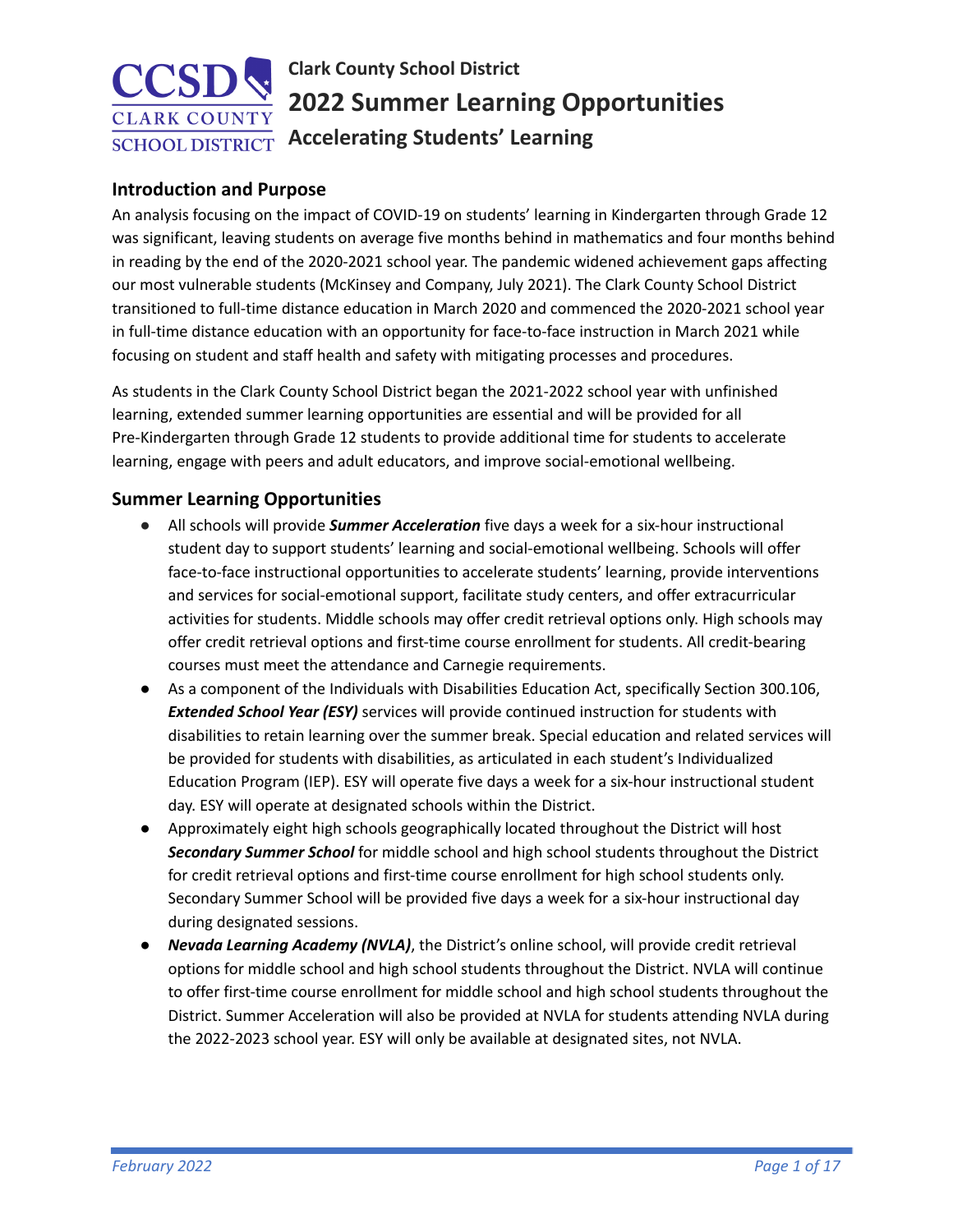# Clark County School District
# 2022 Summer Learning Opportunities
## Accelerating Students' Learning

### Introduction and Purpose

An analysis focusing on the impact of COVID-19 on students' learning in Kindergarten through Grade 12 was significant, leaving students on average five months behind in mathematics and four months behind in reading by the end of the 2020-2021 school year. The pandemic widened achievement gaps affecting our most vulnerable students (McKinsey and Company, July 2021). The Clark County School District transitioned to full-time distance education in March 2020 and commenced the 2020-2021 school year in full-time distance education with an opportunity for face-to-face instruction in March 2021 while focusing on student and staff health and safety with mitigating processes and procedures.

As students in the Clark County School District began the 2021-2022 school year with unfinished learning, extended summer learning opportunities are essential and will be provided for all Pre-Kindergarten through Grade 12 students to provide additional time for students to accelerate learning, engage with peers and adult educators, and improve social-emotional wellbeing.

### Summer Learning Opportunities

- All schools will provide ***Summer Acceleration*** five days a week for a six-hour instructional student day to support students' learning and social-emotional wellbeing. Schools will offer face-to-face instructional opportunities to accelerate students' learning, provide interventions and services for social-emotional support, facilitate study centers, and offer extracurricular activities for students. Middle schools may offer credit retrieval options only. High schools may offer credit retrieval options and first-time course enrollment for students. All credit-bearing courses must meet the attendance and Carnegie requirements.
- As a component of the Individuals with Disabilities Education Act, specifically Section 300.106, ***Extended School Year (ESY)*** services will provide continued instruction for students with disabilities to retain learning over the summer break. Special education and related services will be provided for students with disabilities, as articulated in each student's Individualized Education Program (IEP). ESY will operate five days a week for a six-hour instructional student day. ESY will operate at designated schools within the District.
- Approximately eight high schools geographically located throughout the District will host ***Secondary Summer School*** for middle school and high school students throughout the District for credit retrieval options and first-time course enrollment for high school students only. Secondary Summer School will be provided five days a week for a six-hour instructional day during designated sessions.
- ***Nevada Learning Academy (NVLA)***, the District's online school, will provide credit retrieval options for middle school and high school students throughout the District. NVLA will continue to offer first-time course enrollment for middle school and high school students throughout the District. Summer Acceleration will also be provided at NVLA for students attending NVLA during the 2022-2023 school year. ESY will only be available at designated sites, not NVLA.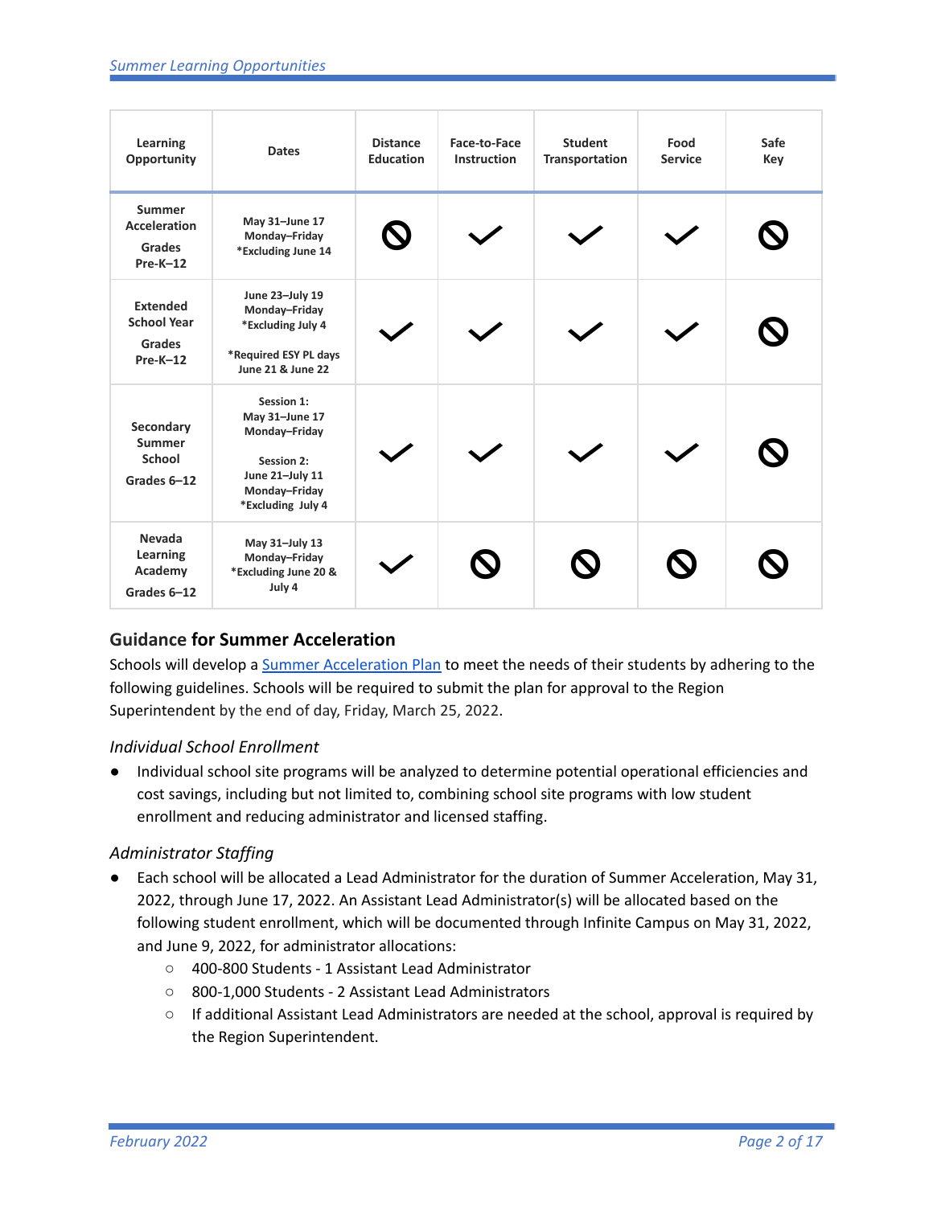| Learning Opportunity | Dates | Distance Education | Face-to-Face Instruction | Student Transportation | Food Service | Safe Key |
|---|---|---|---|---|---|---|
| Summer Acceleration<br><br>Grades Pre-K–12 | May 31–June 17<br>Monday–Friday<br>*Excluding June 14 | ⃠ | ✓ | ✓ | ✓ | ⃠ |
| Extended School Year<br><br>Grades Pre-K–12 | June 23–July 19<br>Monday–Friday<br>*Excluding July 4<br><br>*Required ESY PL days June 21 & June 22 | ✓ | ✓ | ✓ | ✓ | ⃠ |
| Secondary Summer School<br><br>Grades 6–12 | Session 1:<br>May 31–June 17<br>Monday–Friday<br><br>Session 2:<br>June 21–July 11<br>Monday–Friday<br>*Excluding July 4 | ✓ | ✓ | ✓ | ✓ | ⃠ |
| Nevada Learning Academy<br><br>Grades 6–12 | May 31–July 13<br>Monday–Friday<br>*Excluding June 20 & July 4 | ✓ | ⃠ | ⃠ | ⃠ | ⃠ |

## Guidance for Summer Acceleration

Schools will develop a Summer Acceleration Plan to meet the needs of their students by adhering to the following guidelines. Schools will be required to submit the plan for approval to the Region Superintendent by the end of day, Friday, March 25, 2022.

### *Individual School Enrollment*

- Individual school site programs will be analyzed to determine potential operational efficiencies and cost savings, including but not limited to, combining school site programs with low student enrollment and reducing administrator and licensed staffing.

### *Administrator Staffing*

- Each school will be allocated a Lead Administrator for the duration of Summer Acceleration, May 31, 2022, through June 17, 2022. An Assistant Lead Administrator(s) will be allocated based on the following student enrollment, which will be documented through Infinite Campus on May 31, 2022, and June 9, 2022, for administrator allocations:
  - 400-800 Students - 1 Assistant Lead Administrator
  - 800-1,000 Students - 2 Assistant Lead Administrators
  - If additional Assistant Lead Administrators are needed at the school, approval is required by the Region Superintendent.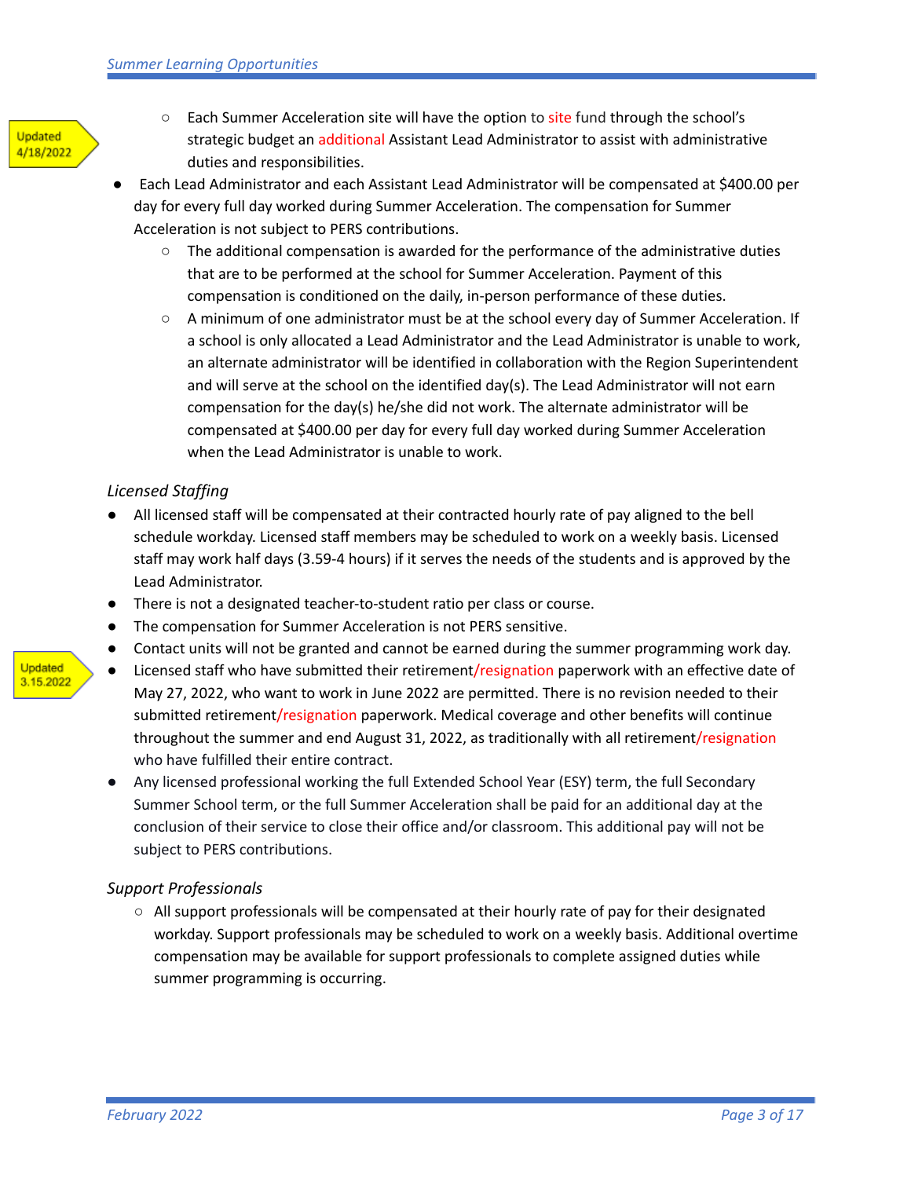Updated 4/18/2022

- Each Summer Acceleration site will have the option to site fund through the school's strategic budget an additional Assistant Lead Administrator to assist with administrative duties and responsibilities.

- Each Lead Administrator and each Assistant Lead Administrator will be compensated at $400.00 per day for every full day worked during Summer Acceleration. The compensation for Summer Acceleration is not subject to PERS contributions.
  - The additional compensation is awarded for the performance of the administrative duties that are to be performed at the school for Summer Acceleration. Payment of this compensation is conditioned on the daily, in-person performance of these duties.
  - A minimum of one administrator must be at the school every day of Summer Acceleration. If a school is only allocated a Lead Administrator and the Lead Administrator is unable to work, an alternate administrator will be identified in collaboration with the Region Superintendent and will serve at the school on the identified day(s). The Lead Administrator will not earn compensation for the day(s) he/she did not work. The alternate administrator will be compensated at $400.00 per day for every full day worked during Summer Acceleration when the Lead Administrator is unable to work.

*Licensed Staffing*

- All licensed staff will be compensated at their contracted hourly rate of pay aligned to the bell schedule workday. Licensed staff members may be scheduled to work on a weekly basis. Licensed staff may work half days (3.59-4 hours) if it serves the needs of the students and is approved by the Lead Administrator.
- There is not a designated teacher-to-student ratio per class or course.
- The compensation for Summer Acceleration is not PERS sensitive.
- Contact units will not be granted and cannot be earned during the summer programming work day.

Updated 3.15.2022

- Licensed staff who have submitted their retirement/resignation paperwork with an effective date of May 27, 2022, who want to work in June 2022 are permitted. There is no revision needed to their submitted retirement/resignation paperwork. Medical coverage and other benefits will continue throughout the summer and end August 31, 2022, as traditionally with all retirement/resignation who have fulfilled their entire contract.
- Any licensed professional working the full Extended School Year (ESY) term, the full Secondary Summer School term, or the full Summer Acceleration shall be paid for an additional day at the conclusion of their service to close their office and/or classroom. This additional pay will not be subject to PERS contributions.

*Support Professionals*

- All support professionals will be compensated at their hourly rate of pay for their designated workday. Support professionals may be scheduled to work on a weekly basis. Additional overtime compensation may be available for support professionals to complete assigned duties while summer programming is occurring.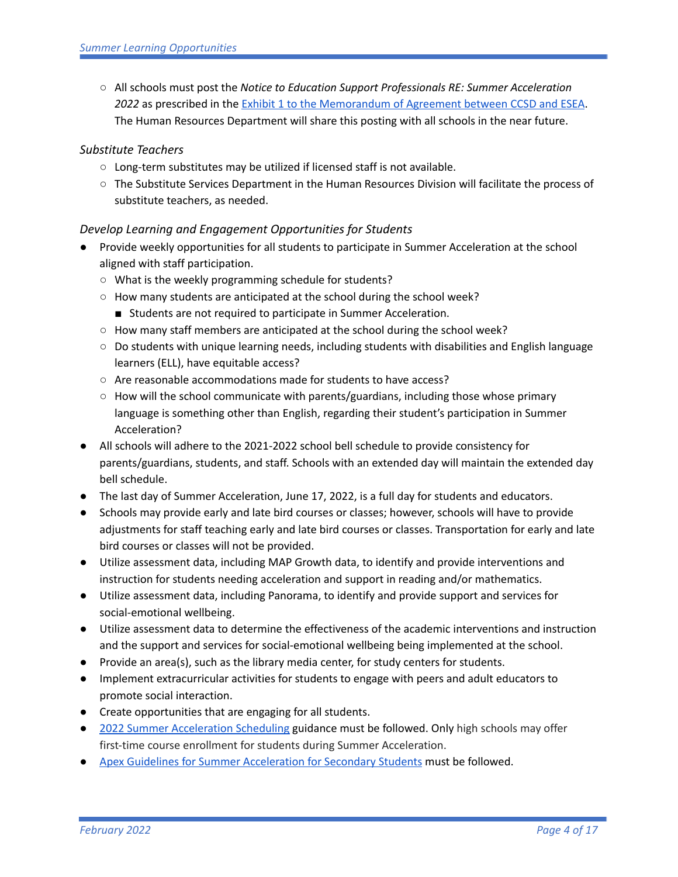- All schools must post the *Notice to Education Support Professionals RE: Summer Acceleration 2022* as prescribed in the [Exhibit 1 to the Memorandum of Agreement between CCSD and ESEA]. The Human Resources Department will share this posting with all schools in the near future.

*Substitute Teachers*

- Long-term substitutes may be utilized if licensed staff is not available.
- The Substitute Services Department in the Human Resources Division will facilitate the process of substitute teachers, as needed.

*Develop Learning and Engagement Opportunities for Students*

- Provide weekly opportunities for all students to participate in Summer Acceleration at the school aligned with staff participation.
  - What is the weekly programming schedule for students?
  - How many students are anticipated at the school during the school week?
    - Students are not required to participate in Summer Acceleration.
  - How many staff members are anticipated at the school during the school week?
  - Do students with unique learning needs, including students with disabilities and English language learners (ELL), have equitable access?
  - Are reasonable accommodations made for students to have access?
  - How will the school communicate with parents/guardians, including those whose primary language is something other than English, regarding their student's participation in Summer Acceleration?
- All schools will adhere to the 2021-2022 school bell schedule to provide consistency for parents/guardians, students, and staff. Schools with an extended day will maintain the extended day bell schedule.
- The last day of Summer Acceleration, June 17, 2022, is a full day for students and educators.
- Schools may provide early and late bird courses or classes; however, schools will have to provide adjustments for staff teaching early and late bird courses or classes. Transportation for early and late bird courses or classes will not be provided.
- Utilize assessment data, including MAP Growth data, to identify and provide interventions and instruction for students needing acceleration and support in reading and/or mathematics.
- Utilize assessment data, including Panorama, to identify and provide support and services for social-emotional wellbeing.
- Utilize assessment data to determine the effectiveness of the academic interventions and instruction and the support and services for social-emotional wellbeing being implemented at the school.
- Provide an area(s), such as the library media center, for study centers for students.
- Implement extracurricular activities for students to engage with peers and adult educators to promote social interaction.
- Create opportunities that are engaging for all students.
- [2022 Summer Acceleration Scheduling] guidance must be followed. Only high schools may offer first-time course enrollment for students during Summer Acceleration.
- [Apex Guidelines for Summer Acceleration for Secondary Students] must be followed.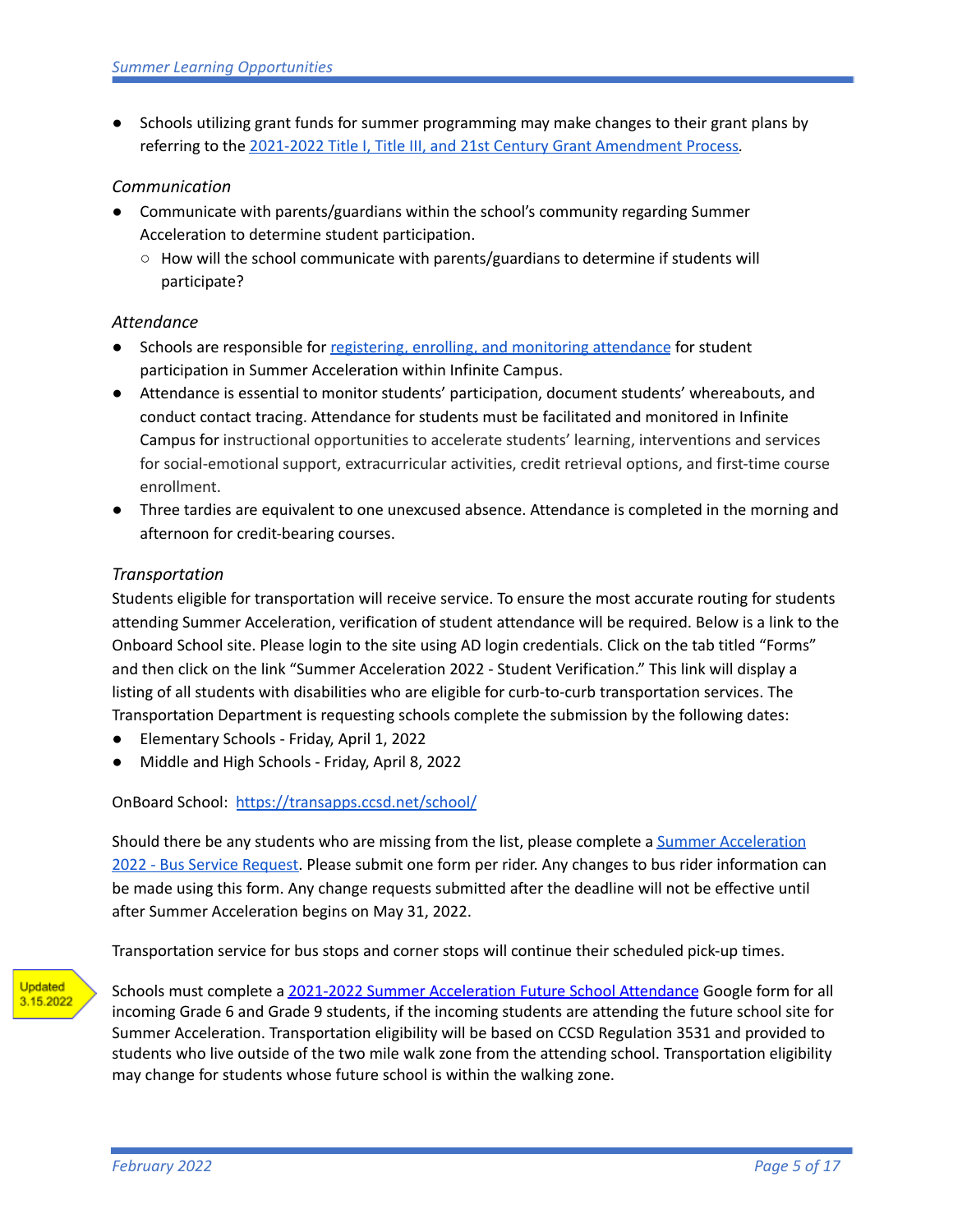- Schools utilizing grant funds for summer programming may make changes to their grant plans by referring to the 2021-2022 Title I, Title III, and 21st Century Grant Amendment Process.

*Communication*

- Communicate with parents/guardians within the school's community regarding Summer Acceleration to determine student participation.
  - How will the school communicate with parents/guardians to determine if students will participate?

*Attendance*

- Schools are responsible for registering, enrolling, and monitoring attendance for student participation in Summer Acceleration within Infinite Campus.
- Attendance is essential to monitor students' participation, document students' whereabouts, and conduct contact tracing. Attendance for students must be facilitated and monitored in Infinite Campus for instructional opportunities to accelerate students' learning, interventions and services for social-emotional support, extracurricular activities, credit retrieval options, and first-time course enrollment.
- Three tardies are equivalent to one unexcused absence. Attendance is completed in the morning and afternoon for credit-bearing courses.

*Transportation*

Students eligible for transportation will receive service. To ensure the most accurate routing for students attending Summer Acceleration, verification of student attendance will be required. Below is a link to the Onboard School site. Please login to the site using AD login credentials. Click on the tab titled "Forms" and then click on the link "Summer Acceleration 2022 - Student Verification." This link will display a listing of all students with disabilities who are eligible for curb-to-curb transportation services. The Transportation Department is requesting schools complete the submission by the following dates:

- Elementary Schools - Friday, April 1, 2022
- Middle and High Schools - Friday, April 8, 2022

OnBoard School: https://transapps.ccsd.net/school/

Should there be any students who are missing from the list, please complete a Summer Acceleration 2022 - Bus Service Request. Please submit one form per rider. Any changes to bus rider information can be made using this form. Any change requests submitted after the deadline will not be effective until after Summer Acceleration begins on May 31, 2022.

Transportation service for bus stops and corner stops will continue their scheduled pick-up times.

Updated 3.15.2022

Schools must complete a 2021-2022 Summer Acceleration Future School Attendance Google form for all incoming Grade 6 and Grade 9 students, if the incoming students are attending the future school site for Summer Acceleration. Transportation eligibility will be based on CCSD Regulation 3531 and provided to students who live outside of the two mile walk zone from the attending school. Transportation eligibility may change for students whose future school is within the walking zone.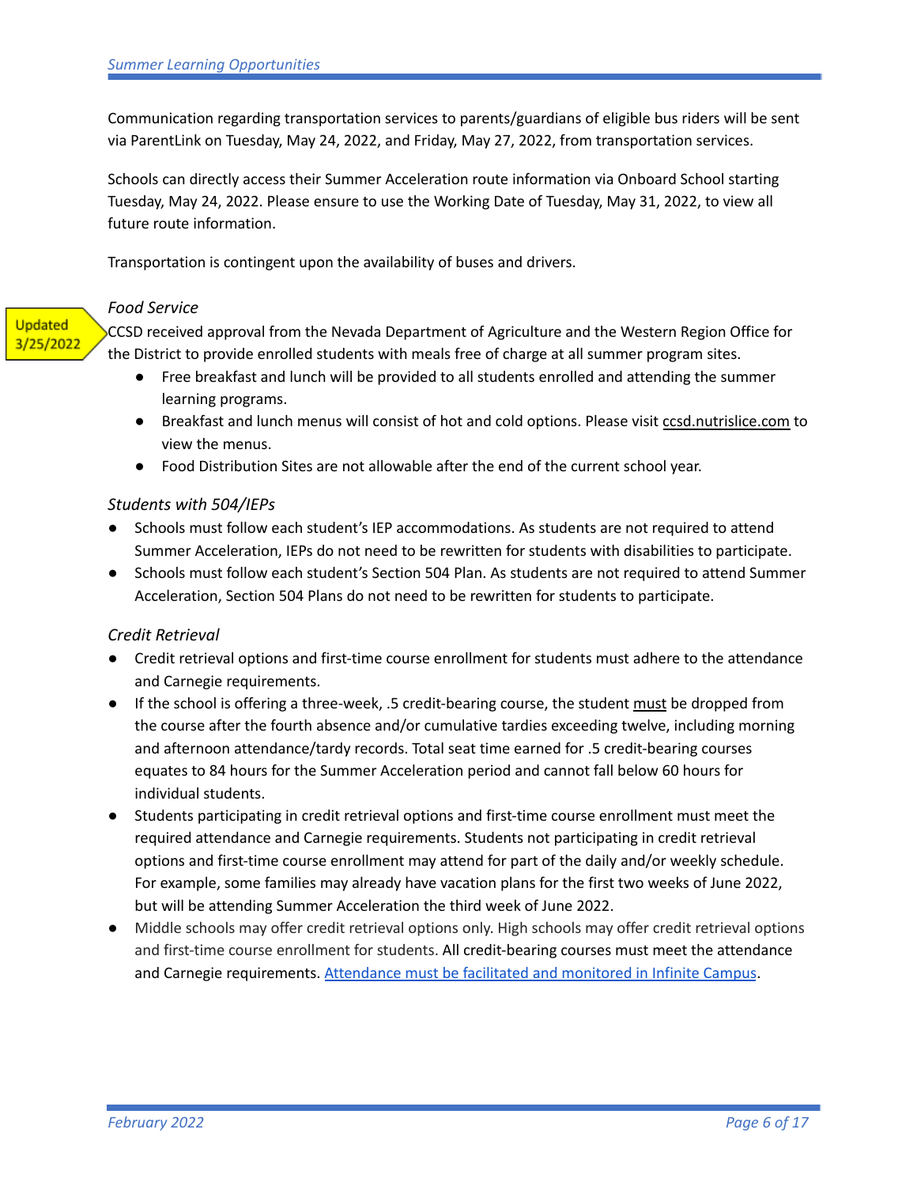Communication regarding transportation services to parents/guardians of eligible bus riders will be sent via ParentLink on Tuesday, May 24, 2022, and Friday, May 27, 2022, from transportation services.

Schools can directly access their Summer Acceleration route information via Onboard School starting Tuesday, May 24, 2022. Please ensure to use the Working Date of Tuesday, May 31, 2022, to view all future route information.

Transportation is contingent upon the availability of buses and drivers.

### *Food Service*

Updated 3/25/2022

CCSD received approval from the Nevada Department of Agriculture and the Western Region Office for the District to provide enrolled students with meals free of charge at all summer program sites.

- Free breakfast and lunch will be provided to all students enrolled and attending the summer learning programs.
- Breakfast and lunch menus will consist of hot and cold options. Please visit ccsd.nutrislice.com to view the menus.
- Food Distribution Sites are not allowable after the end of the current school year.

### *Students with 504/IEPs*

- Schools must follow each student's IEP accommodations. As students are not required to attend Summer Acceleration, IEPs do not need to be rewritten for students with disabilities to participate.
- Schools must follow each student's Section 504 Plan. As students are not required to attend Summer Acceleration, Section 504 Plans do not need to be rewritten for students to participate.

### *Credit Retrieval*

- Credit retrieval options and first-time course enrollment for students must adhere to the attendance and Carnegie requirements.
- If the school is offering a three-week, .5 credit-bearing course, the student <u>must</u> be dropped from the course after the fourth absence and/or cumulative tardies exceeding twelve, including morning and afternoon attendance/tardy records. Total seat time earned for .5 credit-bearing courses equates to 84 hours for the Summer Acceleration period and cannot fall below 60 hours for individual students.
- Students participating in credit retrieval options and first-time course enrollment must meet the required attendance and Carnegie requirements. Students not participating in credit retrieval options and first-time course enrollment may attend for part of the daily and/or weekly schedule. For example, some families may already have vacation plans for the first two weeks of June 2022, but will be attending Summer Acceleration the third week of June 2022.
- Middle schools may offer credit retrieval options only. High schools may offer credit retrieval options and first-time course enrollment for students. All credit-bearing courses must meet the attendance and Carnegie requirements. [Attendance must be facilitated and monitored in Infinite Campus](Attendance must be facilitated and monitored in Infinite Campus).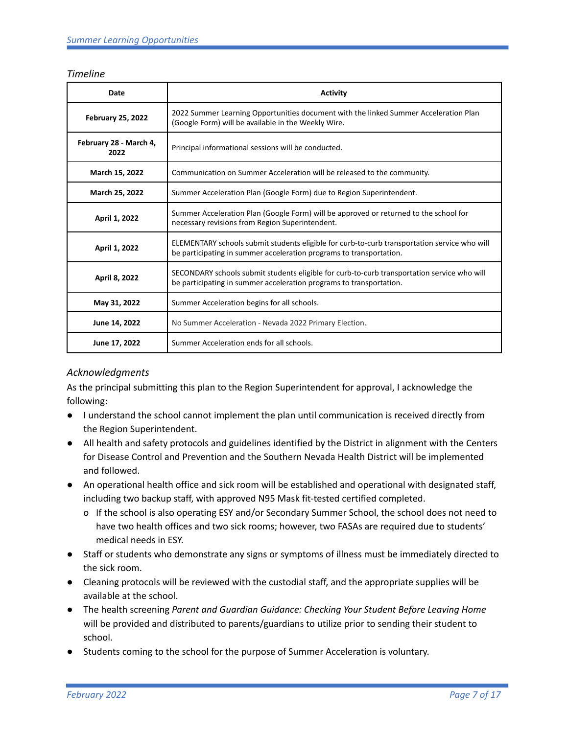*Timeline*

| Date | Activity |
|---|---|
| **February 25, 2022** | 2022 Summer Learning Opportunities document with the linked Summer Acceleration Plan (Google Form) will be available in the Weekly Wire. |
| **February 28 - March 4, 2022** | Principal informational sessions will be conducted. |
| **March 15, 2022** | Communication on Summer Acceleration will be released to the community. |
| **March 25, 2022** | Summer Acceleration Plan (Google Form) due to Region Superintendent. |
| **April 1, 2022** | Summer Acceleration Plan (Google Form) will be approved or returned to the school for necessary revisions from Region Superintendent. |
| **April 1, 2022** | ELEMENTARY schools submit students eligible for curb-to-curb transportation service who will be participating in summer acceleration programs to transportation. |
| **April 8, 2022** | SECONDARY schools submit students eligible for curb-to-curb transportation service who will be participating in summer acceleration programs to transportation. |
| **May 31, 2022** | Summer Acceleration begins for all schools. |
| **June 14, 2022** | No Summer Acceleration - Nevada 2022 Primary Election. |
| **June 17, 2022** | Summer Acceleration ends for all schools. |

*Acknowledgments*

As the principal submitting this plan to the Region Superintendent for approval, I acknowledge the following:

- I understand the school cannot implement the plan until communication is received directly from the Region Superintendent.
- All health and safety protocols and guidelines identified by the District in alignment with the Centers for Disease Control and Prevention and the Southern Nevada Health District will be implemented and followed.
- An operational health office and sick room will be established and operational with designated staff, including two backup staff, with approved N95 Mask fit-tested certified completed.
  - o If the school is also operating ESY and/or Secondary Summer School, the school does not need to have two health offices and two sick rooms; however, two FASAs are required due to students' medical needs in ESY.
- Staff or students who demonstrate any signs or symptoms of illness must be immediately directed to the sick room.
- Cleaning protocols will be reviewed with the custodial staff, and the appropriate supplies will be available at the school.
- The health screening *Parent and Guardian Guidance: Checking Your Student Before Leaving Home* will be provided and distributed to parents/guardians to utilize prior to sending their student to school.
- Students coming to the school for the purpose of Summer Acceleration is voluntary.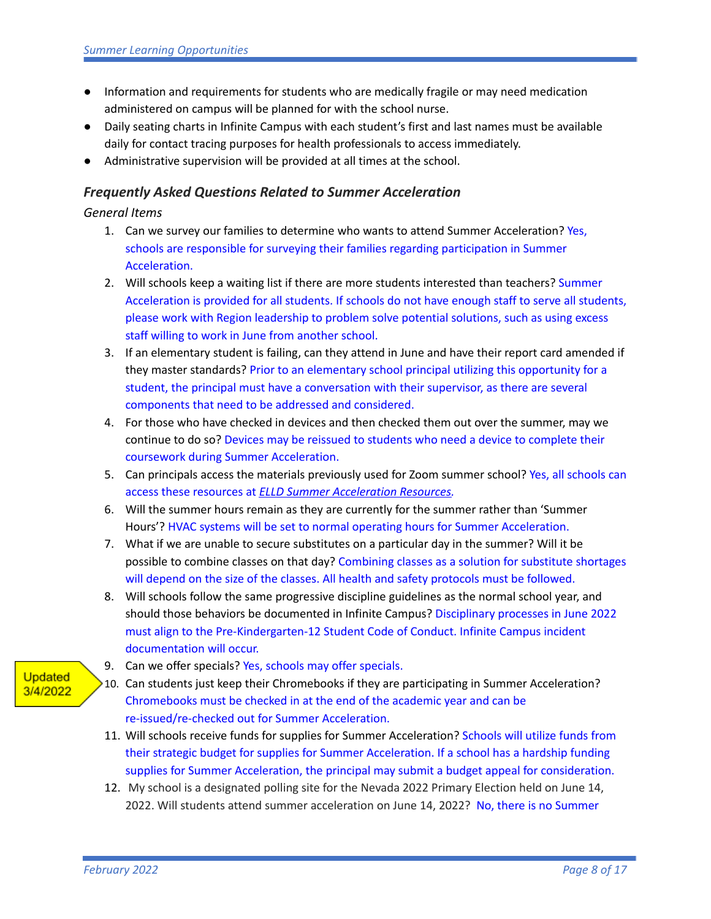- Information and requirements for students who are medically fragile or may need medication administered on campus will be planned for with the school nurse.
- Daily seating charts in Infinite Campus with each student's first and last names must be available daily for contact tracing purposes for health professionals to access immediately.
- Administrative supervision will be provided at all times at the school.

### *Frequently Asked Questions Related to Summer Acceleration*

*General Items*

1. Can we survey our families to determine who wants to attend Summer Acceleration? Yes, schools are responsible for surveying their families regarding participation in Summer Acceleration.
2. Will schools keep a waiting list if there are more students interested than teachers? Summer Acceleration is provided for all students. If schools do not have enough staff to serve all students, please work with Region leadership to problem solve potential solutions, such as using excess staff willing to work in June from another school.
3. If an elementary student is failing, can they attend in June and have their report card amended if they master standards? Prior to an elementary school principal utilizing this opportunity for a student, the principal must have a conversation with their supervisor, as there are several components that need to be addressed and considered.
4. For those who have checked in devices and then checked them out over the summer, may we continue to do so? Devices may be reissued to students who need a device to complete their coursework during Summer Acceleration.
5. Can principals access the materials previously used for Zoom summer school? Yes, all schools can access these resources at *ELLD Summer Acceleration Resources*.
6. Will the summer hours remain as they are currently for the summer rather than 'Summer Hours'? HVAC systems will be set to normal operating hours for Summer Acceleration.
7. What if we are unable to secure substitutes on a particular day in the summer? Will it be possible to combine classes on that day? Combining classes as a solution for substitute shortages will depend on the size of the classes. All health and safety protocols must be followed.
8. Will schools follow the same progressive discipline guidelines as the normal school year, and should those behaviors be documented in Infinite Campus? Disciplinary processes in June 2022 must align to the Pre-Kindergarten-12 Student Code of Conduct. Infinite Campus incident documentation will occur.
9. Can we offer specials? Yes, schools may offer specials.
10. (Updated 3/4/2022) Can students just keep their Chromebooks if they are participating in Summer Acceleration? Chromebooks must be checked in at the end of the academic year and can be re-issued/re-checked out for Summer Acceleration.
11. Will schools receive funds for supplies for Summer Acceleration? Schools will utilize funds from their strategic budget for supplies for Summer Acceleration. If a school has a hardship funding supplies for Summer Acceleration, the principal may submit a budget appeal for consideration.
12. My school is a designated polling site for the Nevada 2022 Primary Election held on June 14, 2022. Will students attend summer acceleration on June 14, 2022? No, there is no Summer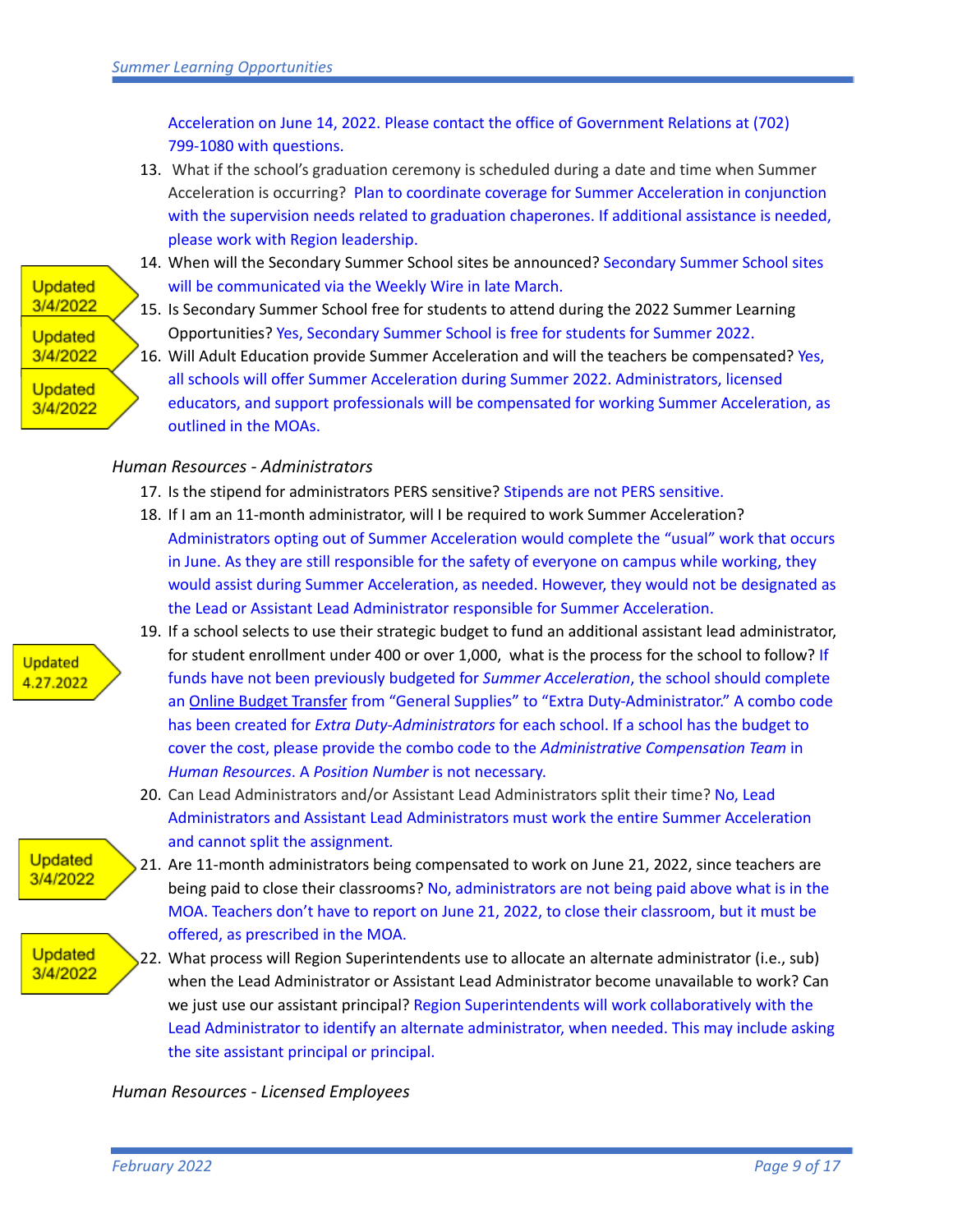Acceleration on June 14, 2022. Please contact the office of Government Relations at (702) 799-1080 with questions.

13. What if the school's graduation ceremony is scheduled during a date and time when Summer Acceleration is occurring? Plan to coordinate coverage for Summer Acceleration in conjunction with the supervision needs related to graduation chaperones. If additional assistance is needed, please work with Region leadership.
14. When will the Secondary Summer School sites be announced? Secondary Summer School sites will be communicated via the Weekly Wire in late March. *(Updated 3/4/2022)*
15. Is Secondary Summer School free for students to attend during the 2022 Summer Learning Opportunities? Yes, Secondary Summer School is free for students for Summer 2022. *(Updated 3/4/2022)*
16. Will Adult Education provide Summer Acceleration and will the teachers be compensated? Yes, all schools will offer Summer Acceleration during Summer 2022. Administrators, licensed educators, and support professionals will be compensated for working Summer Acceleration, as outlined in the MOAs. *(Updated 3/4/2022)*

*Human Resources - Administrators*

17. Is the stipend for administrators PERS sensitive? Stipends are not PERS sensitive.
18. If I am an 11-month administrator, will I be required to work Summer Acceleration? Administrators opting out of Summer Acceleration would complete the "usual" work that occurs in June. As they are still responsible for the safety of everyone on campus while working, they would assist during Summer Acceleration, as needed. However, they would not be designated as the Lead or Assistant Lead Administrator responsible for Summer Acceleration.
19. If a school selects to use their strategic budget to fund an additional assistant lead administrator, for student enrollment under 400 or over 1,000, what is the process for the school to follow? If funds have not been previously budgeted for *Summer Acceleration*, the school should complete an Online Budget Transfer from "General Supplies" to "Extra Duty-Administrator." A combo code has been created for *Extra Duty-Administrators* for each school. If a school has the budget to cover the cost, please provide the combo code to the *Administrative Compensation Team* in *Human Resources*. A *Position Number* is not necessary. *(Updated 4.27.2022)*
20. Can Lead Administrators and/or Assistant Lead Administrators split their time? No, Lead Administrators and Assistant Lead Administrators must work the entire Summer Acceleration and cannot split the assignment.
21. Are 11-month administrators being compensated to work on June 21, 2022, since teachers are being paid to close their classrooms? No, administrators are not being paid above what is in the MOA. Teachers don't have to report on June 21, 2022, to close their classroom, but it must be offered, as prescribed in the MOA. *(Updated 3/4/2022)*
22. What process will Region Superintendents use to allocate an alternate administrator (i.e., sub) when the Lead Administrator or Assistant Lead Administrator become unavailable to work? Can we just use our assistant principal? Region Superintendents will work collaboratively with the Lead Administrator to identify an alternate administrator, when needed. This may include asking the site assistant principal or principal. *(Updated 3/4/2022)*

*Human Resources - Licensed Employees*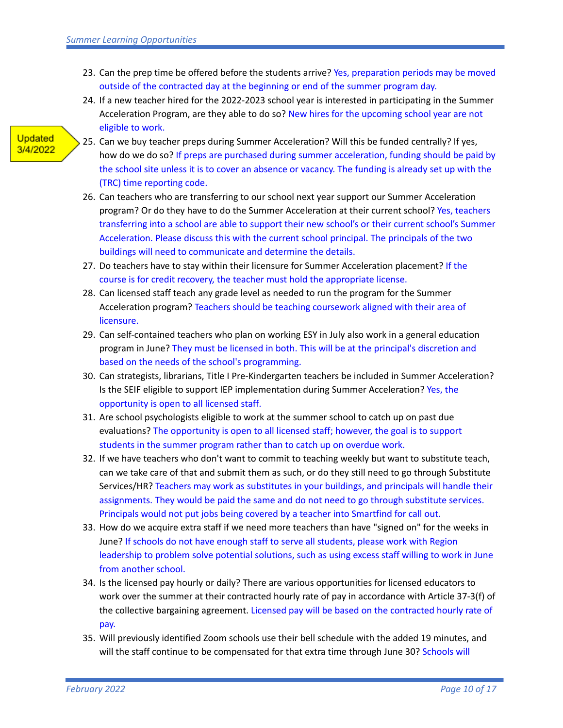23. Can the prep time be offered before the students arrive? Yes, preparation periods may be moved outside of the contracted day at the beginning or end of the summer program day.
24. If a new teacher hired for the 2022-2023 school year is interested in participating in the Summer Acceleration Program, are they able to do so? New hires for the upcoming school year are not eligible to work.

Updated 3/4/2022

25. Can we buy teacher preps during Summer Acceleration? Will this be funded centrally? If yes, how do we do so? If preps are purchased during summer acceleration, funding should be paid by the school site unless it is to cover an absence or vacancy. The funding is already set up with the (TRC) time reporting code.
26. Can teachers who are transferring to our school next year support our Summer Acceleration program? Or do they have to do the Summer Acceleration at their current school? Yes, teachers transferring into a school are able to support their new school's or their current school's Summer Acceleration. Please discuss this with the current school principal. The principals of the two buildings will need to communicate and determine the details.
27. Do teachers have to stay within their licensure for Summer Acceleration placement? If the course is for credit recovery, the teacher must hold the appropriate license.
28. Can licensed staff teach any grade level as needed to run the program for the Summer Acceleration program? Teachers should be teaching coursework aligned with their area of licensure.
29. Can self-contained teachers who plan on working ESY in July also work in a general education program in June? They must be licensed in both. This will be at the principal's discretion and based on the needs of the school's programming.
30. Can strategists, librarians, Title I Pre-Kindergarten teachers be included in Summer Acceleration? Is the SEIF eligible to support IEP implementation during Summer Acceleration? Yes, the opportunity is open to all licensed staff.
31. Are school psychologists eligible to work at the summer school to catch up on past due evaluations? The opportunity is open to all licensed staff; however, the goal is to support students in the summer program rather than to catch up on overdue work.
32. If we have teachers who don't want to commit to teaching weekly but want to substitute teach, can we take care of that and submit them as such, or do they still need to go through Substitute Services/HR? Teachers may work as substitutes in your buildings, and principals will handle their assignments. They would be paid the same and do not need to go through substitute services. Principals would not put jobs being covered by a teacher into Smartfind for call out.
33. How do we acquire extra staff if we need more teachers than have "signed on" for the weeks in June? If schools do not have enough staff to serve all students, please work with Region leadership to problem solve potential solutions, such as using excess staff willing to work in June from another school.
34. Is the licensed pay hourly or daily? There are various opportunities for licensed educators to work over the summer at their contracted hourly rate of pay in accordance with Article 37-3(f) of the collective bargaining agreement. Licensed pay will be based on the contracted hourly rate of pay.
35. Will previously identified Zoom schools use their bell schedule with the added 19 minutes, and will the staff continue to be compensated for that extra time through June 30? Schools will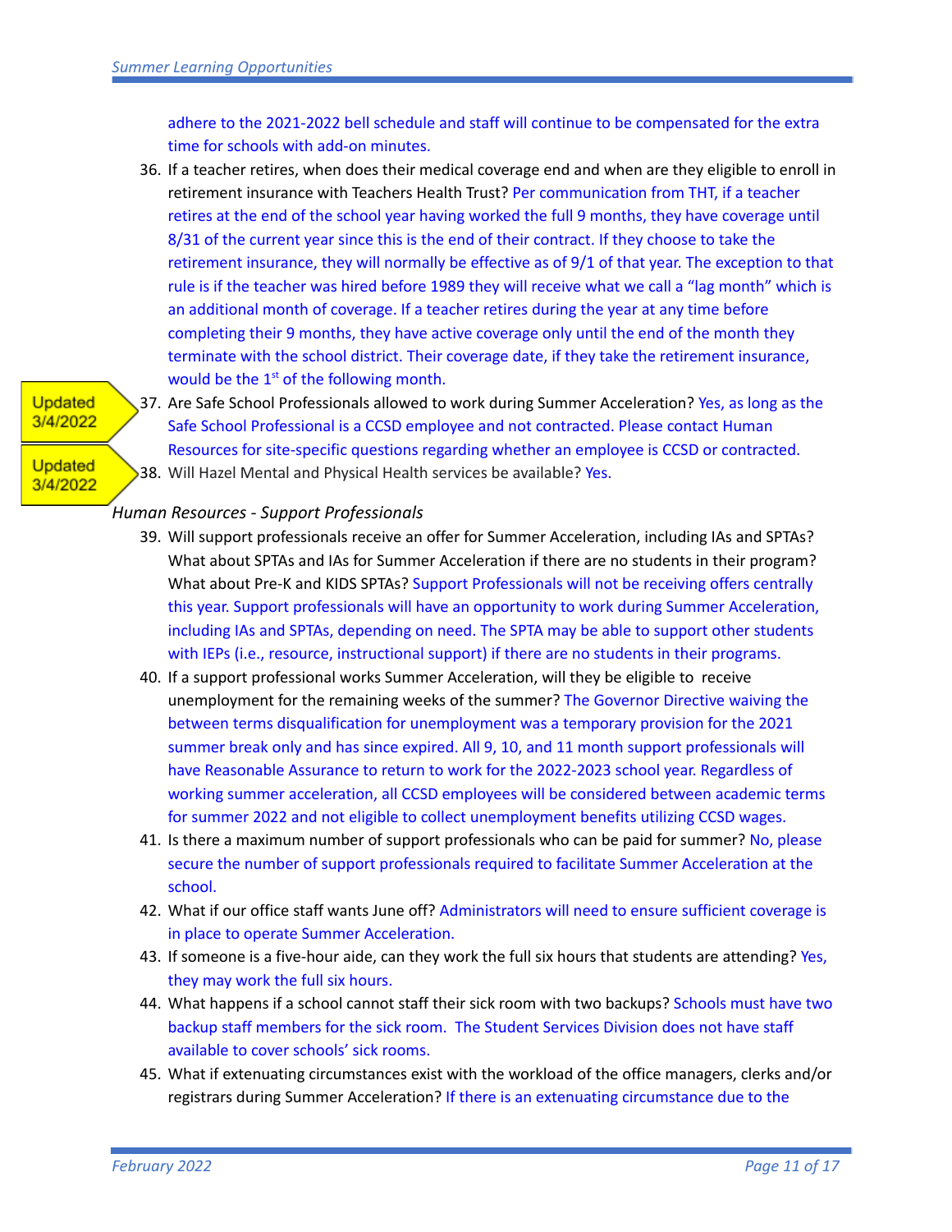adhere to the 2021-2022 bell schedule and staff will continue to be compensated for the extra time for schools with add-on minutes.

36. If a teacher retires, when does their medical coverage end and when are they eligible to enroll in retirement insurance with Teachers Health Trust? Per communication from THT, if a teacher retires at the end of the school year having worked the full 9 months, they have coverage until 8/31 of the current year since this is the end of their contract. If they choose to take the retirement insurance, they will normally be effective as of 9/1 of that year. The exception to that rule is if the teacher was hired before 1989 they will receive what we call a "lag month" which is an additional month of coverage. If a teacher retires during the year at any time before completing their 9 months, they have active coverage only until the end of the month they terminate with the school district. Their coverage date, if they take the retirement insurance, would be the 1st of the following month.

Updated 3/4/2022

37. Are Safe School Professionals allowed to work during Summer Acceleration? Yes, as long as the Safe School Professional is a CCSD employee and not contracted. Please contact Human Resources for site-specific questions regarding whether an employee is CCSD or contracted.

Updated 3/4/2022

38. Will Hazel Mental and Physical Health services be available? Yes.

*Human Resources - Support Professionals*

39. Will support professionals receive an offer for Summer Acceleration, including IAs and SPTAs? What about SPTAs and IAs for Summer Acceleration if there are no students in their program? What about Pre-K and KIDS SPTAs? Support Professionals will not be receiving offers centrally this year. Support professionals will have an opportunity to work during Summer Acceleration, including IAs and SPTAs, depending on need. The SPTA may be able to support other students with IEPs (i.e., resource, instructional support) if there are no students in their programs.
40. If a support professional works Summer Acceleration, will they be eligible to receive unemployment for the remaining weeks of the summer? The Governor Directive waiving the between terms disqualification for unemployment was a temporary provision for the 2021 summer break only and has since expired. All 9, 10, and 11 month support professionals will have Reasonable Assurance to return to work for the 2022-2023 school year. Regardless of working summer acceleration, all CCSD employees will be considered between academic terms for summer 2022 and not eligible to collect unemployment benefits utilizing CCSD wages.
41. Is there a maximum number of support professionals who can be paid for summer? No, please secure the number of support professionals required to facilitate Summer Acceleration at the school.
42. What if our office staff wants June off? Administrators will need to ensure sufficient coverage is in place to operate Summer Acceleration.
43. If someone is a five-hour aide, can they work the full six hours that students are attending? Yes, they may work the full six hours.
44. What happens if a school cannot staff their sick room with two backups? Schools must have two backup staff members for the sick room. The Student Services Division does not have staff available to cover schools' sick rooms.
45. What if extenuating circumstances exist with the workload of the office managers, clerks and/or registrars during Summer Acceleration? If there is an extenuating circumstance due to the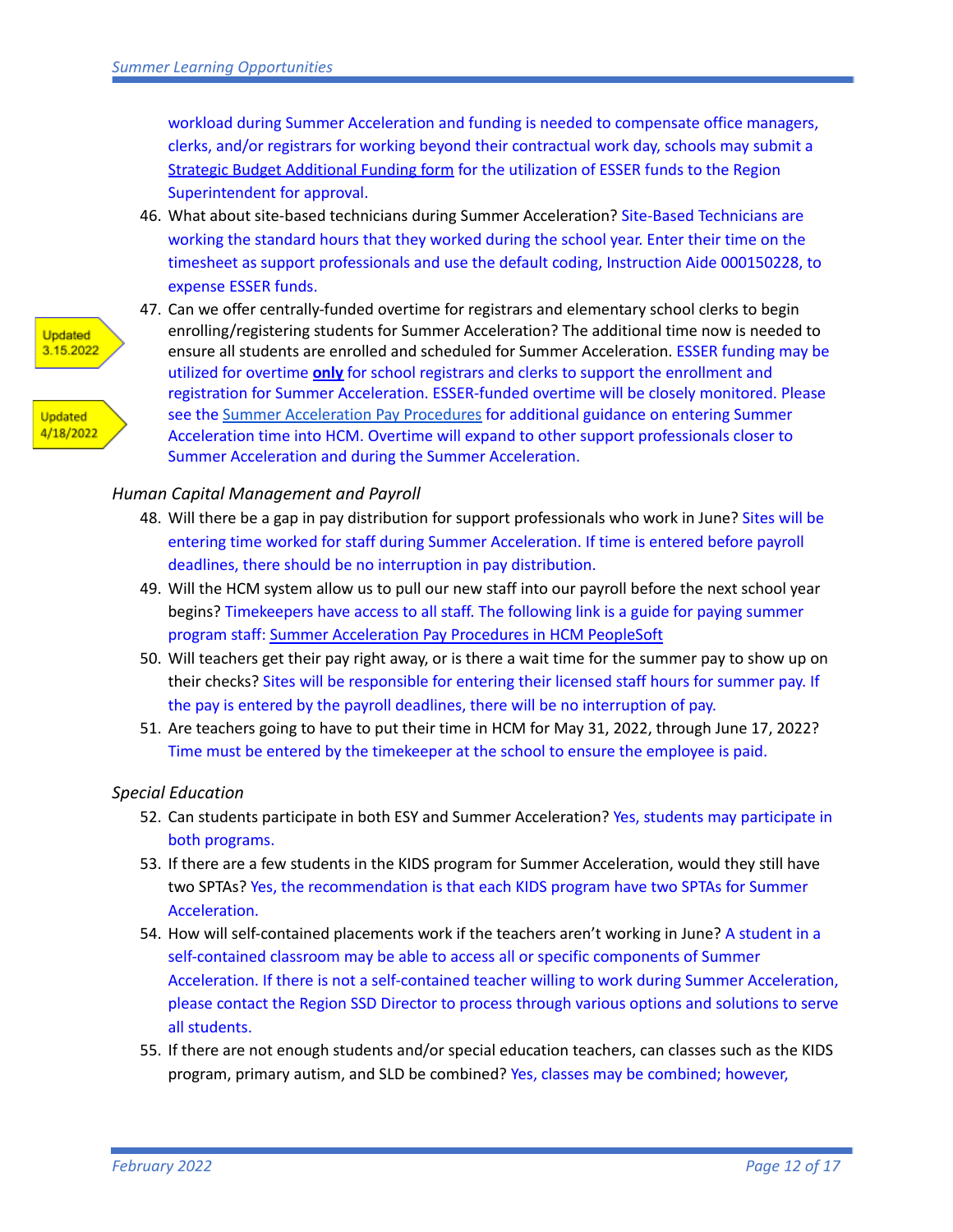workload during Summer Acceleration and funding is needed to compensate office managers, clerks, and/or registrars for working beyond their contractual work day, schools may submit a Strategic Budget Additional Funding form for the utilization of ESSER funds to the Region Superintendent for approval.

46. What about site-based technicians during Summer Acceleration? Site-Based Technicians are working the standard hours that they worked during the school year. Enter their time on the timesheet as support professionals and use the default coding, Instruction Aide 000150228, to expense ESSER funds.
47. Can we offer centrally-funded overtime for registrars and elementary school clerks to begin enrolling/registering students for Summer Acceleration? The additional time now is needed to ensure all students are enrolled and scheduled for Summer Acceleration. ESSER funding may be utilized for overtime **only** for school registrars and clerks to support the enrollment and registration for Summer Acceleration. ESSER-funded overtime will be closely monitored. Please see the Summer Acceleration Pay Procedures for additional guidance on entering Summer Acceleration time into HCM. Overtime will expand to other support professionals closer to Summer Acceleration and during the Summer Acceleration.

Updated 3.15.2022

Updated 4/18/2022

*Human Capital Management and Payroll*

48. Will there be a gap in pay distribution for support professionals who work in June? Sites will be entering time worked for staff during Summer Acceleration. If time is entered before payroll deadlines, there should be no interruption in pay distribution.
49. Will the HCM system allow us to pull our new staff into our payroll before the next school year begins? Timekeepers have access to all staff. The following link is a guide for paying summer program staff: Summer Acceleration Pay Procedures in HCM PeopleSoft
50. Will teachers get their pay right away, or is there a wait time for the summer pay to show up on their checks? Sites will be responsible for entering their licensed staff hours for summer pay. If the pay is entered by the payroll deadlines, there will be no interruption of pay.
51. Are teachers going to have to put their time in HCM for May 31, 2022, through June 17, 2022? Time must be entered by the timekeeper at the school to ensure the employee is paid.

*Special Education*

52. Can students participate in both ESY and Summer Acceleration? Yes, students may participate in both programs.
53. If there are a few students in the KIDS program for Summer Acceleration, would they still have two SPTAs? Yes, the recommendation is that each KIDS program have two SPTAs for Summer Acceleration.
54. How will self-contained placements work if the teachers aren't working in June? A student in a self-contained classroom may be able to access all or specific components of Summer Acceleration. If there is not a self-contained teacher willing to work during Summer Acceleration, please contact the Region SSD Director to process through various options and solutions to serve all students.
55. If there are not enough students and/or special education teachers, can classes such as the KIDS program, primary autism, and SLD be combined? Yes, classes may be combined; however,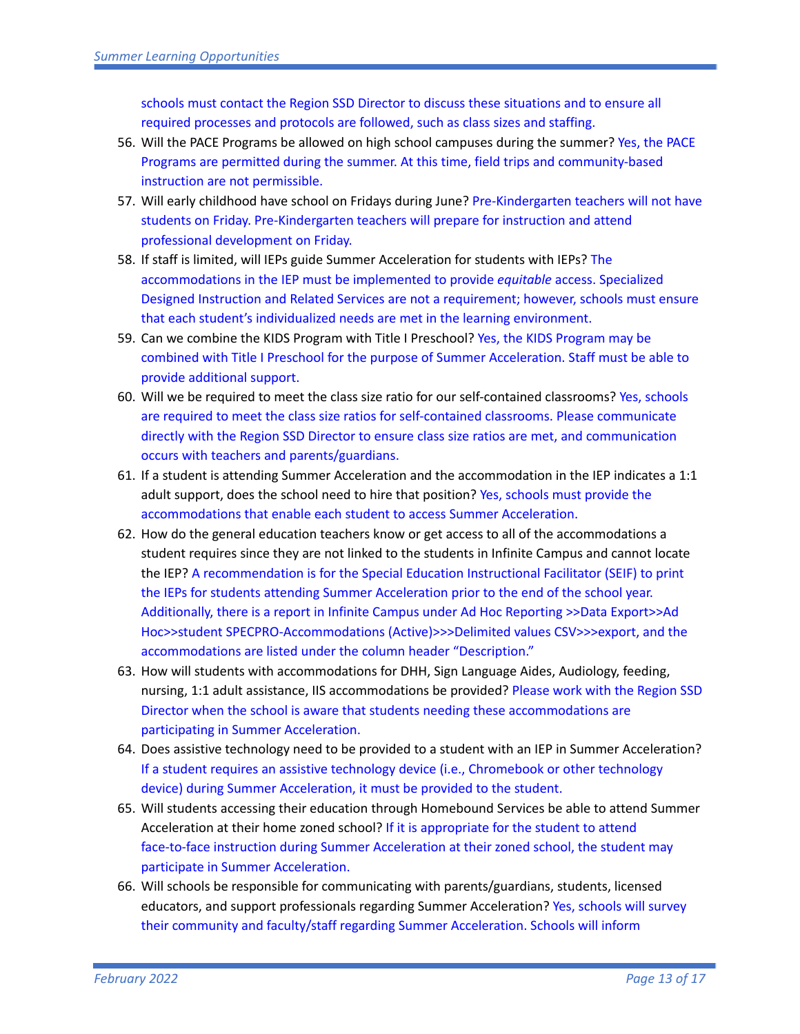schools must contact the Region SSD Director to discuss these situations and to ensure all required processes and protocols are followed, such as class sizes and staffing.

56. Will the PACE Programs be allowed on high school campuses during the summer? Yes, the PACE Programs are permitted during the summer. At this time, field trips and community-based instruction are not permissible.
57. Will early childhood have school on Fridays during June? Pre-Kindergarten teachers will not have students on Friday. Pre-Kindergarten teachers will prepare for instruction and attend professional development on Friday.
58. If staff is limited, will IEPs guide Summer Acceleration for students with IEPs? The accommodations in the IEP must be implemented to provide *equitable* access. Specialized Designed Instruction and Related Services are not a requirement; however, schools must ensure that each student's individualized needs are met in the learning environment.
59. Can we combine the KIDS Program with Title I Preschool? Yes, the KIDS Program may be combined with Title I Preschool for the purpose of Summer Acceleration. Staff must be able to provide additional support.
60. Will we be required to meet the class size ratio for our self-contained classrooms? Yes, schools are required to meet the class size ratios for self-contained classrooms. Please communicate directly with the Region SSD Director to ensure class size ratios are met, and communication occurs with teachers and parents/guardians.
61. If a student is attending Summer Acceleration and the accommodation in the IEP indicates a 1:1 adult support, does the school need to hire that position? Yes, schools must provide the accommodations that enable each student to access Summer Acceleration.
62. How do the general education teachers know or get access to all of the accommodations a student requires since they are not linked to the students in Infinite Campus and cannot locate the IEP? A recommendation is for the Special Education Instructional Facilitator (SEIF) to print the IEPs for students attending Summer Acceleration prior to the end of the school year. Additionally, there is a report in Infinite Campus under Ad Hoc Reporting >>Data Export>>Ad Hoc>>student SPECPRO-Accommodations (Active)>>>Delimited values CSV>>>export, and the accommodations are listed under the column header "Description."
63. How will students with accommodations for DHH, Sign Language Aides, Audiology, feeding, nursing, 1:1 adult assistance, IIS accommodations be provided? Please work with the Region SSD Director when the school is aware that students needing these accommodations are participating in Summer Acceleration.
64. Does assistive technology need to be provided to a student with an IEP in Summer Acceleration? If a student requires an assistive technology device (i.e., Chromebook or other technology device) during Summer Acceleration, it must be provided to the student.
65. Will students accessing their education through Homebound Services be able to attend Summer Acceleration at their home zoned school? If it is appropriate for the student to attend face-to-face instruction during Summer Acceleration at their zoned school, the student may participate in Summer Acceleration.
66. Will schools be responsible for communicating with parents/guardians, students, licensed educators, and support professionals regarding Summer Acceleration? Yes, schools will survey their community and faculty/staff regarding Summer Acceleration. Schools will inform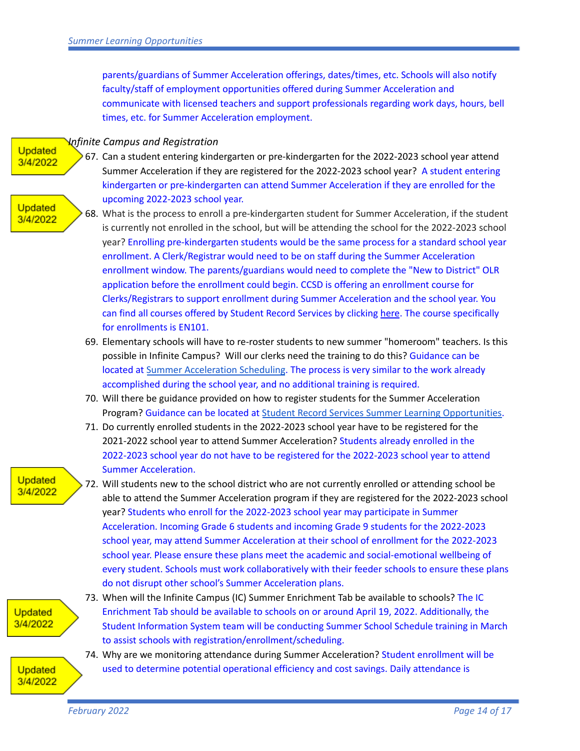parents/guardians of Summer Acceleration offerings, dates/times, etc. Schools will also notify faculty/staff of employment opportunities offered during Summer Acceleration and communicate with licensed teachers and support professionals regarding work days, hours, bell times, etc. for Summer Acceleration employment.

*Infinite Campus and Registration*

Updated 3/4/2022

67. Can a student entering kindergarten or pre-kindergarten for the 2022-2023 school year attend Summer Acceleration if they are registered for the 2022-2023 school year? A student entering kindergarten or pre-kindergarten can attend Summer Acceleration if they are enrolled for the upcoming 2022-2023 school year.

Updated 3/4/2022

68. What is the process to enroll a pre-kindergarten student for Summer Acceleration, if the student is currently not enrolled in the school, but will be attending the school for the 2022-2023 school year? Enrolling pre-kindergarten students would be the same process for a standard school year enrollment. A Clerk/Registrar would need to be on staff during the Summer Acceleration enrollment window. The parents/guardians would need to complete the "New to District" OLR application before the enrollment could begin. CCSD is offering an enrollment course for Clerks/Registrars to support enrollment during Summer Acceleration and the school year. You can find all courses offered by Student Record Services by clicking here. The course specifically for enrollments is EN101.
69. Elementary schools will have to re-roster students to new summer "homeroom" teachers. Is this possible in Infinite Campus? Will our clerks need the training to do this? Guidance can be located at Summer Acceleration Scheduling. The process is very similar to the work already accomplished during the school year, and no additional training is required.
70. Will there be guidance provided on how to register students for the Summer Acceleration Program? Guidance can be located at Student Record Services Summer Learning Opportunities.
71. Do currently enrolled students in the 2022-2023 school year have to be registered for the 2021-2022 school year to attend Summer Acceleration? Students already enrolled in the 2022-2023 school year do not have to be registered for the 2022-2023 school year to attend Summer Acceleration.

Updated 3/4/2022

72. Will students new to the school district who are not currently enrolled or attending school be able to attend the Summer Acceleration program if they are registered for the 2022-2023 school year? Students who enroll for the 2022-2023 school year may participate in Summer Acceleration. Incoming Grade 6 students and incoming Grade 9 students for the 2022-2023 school year, may attend Summer Acceleration at their school of enrollment for the 2022-2023 school year. Please ensure these plans meet the academic and social-emotional wellbeing of every student. Schools must work collaboratively with their feeder schools to ensure these plans do not disrupt other school's Summer Acceleration plans.

Updated 3/4/2022

73. When will the Infinite Campus (IC) Summer Enrichment Tab be available to schools? The IC Enrichment Tab should be available to schools on or around April 19, 2022. Additionally, the Student Information System team will be conducting Summer School Schedule training in March to assist schools with registration/enrollment/scheduling.

Updated 3/4/2022

74. Why are we monitoring attendance during Summer Acceleration? Student enrollment will be used to determine potential operational efficiency and cost savings. Daily attendance is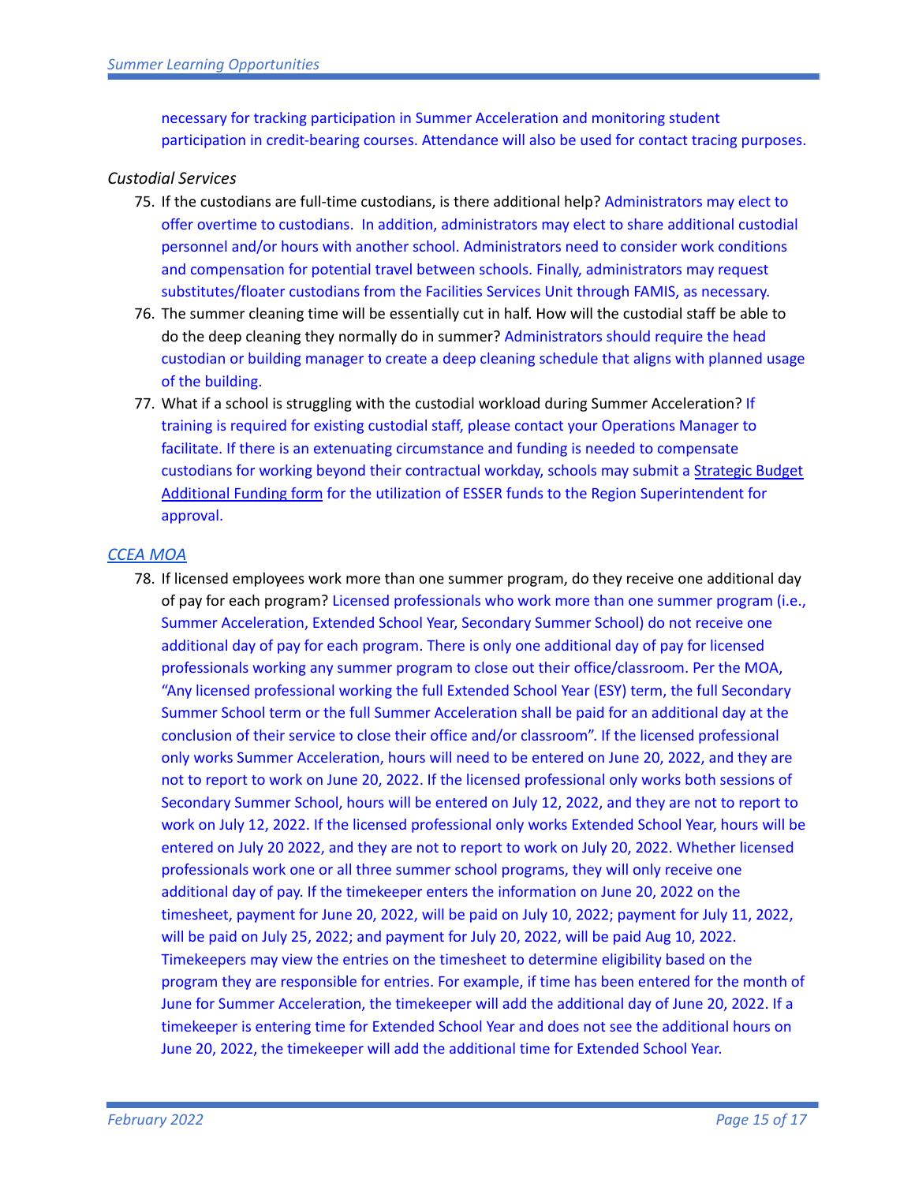necessary for tracking participation in Summer Acceleration and monitoring student participation in credit-bearing courses. Attendance will also be used for contact tracing purposes.

*Custodial Services*

75. If the custodians are full-time custodians, is there additional help? Administrators may elect to offer overtime to custodians. In addition, administrators may elect to share additional custodial personnel and/or hours with another school. Administrators need to consider work conditions and compensation for potential travel between schools. Finally, administrators may request substitutes/floater custodians from the Facilities Services Unit through FAMIS, as necessary.
76. The summer cleaning time will be essentially cut in half. How will the custodial staff be able to do the deep cleaning they normally do in summer? Administrators should require the head custodian or building manager to create a deep cleaning schedule that aligns with planned usage of the building.
77. What if a school is struggling with the custodial workload during Summer Acceleration? If training is required for existing custodial staff, please contact your Operations Manager to facilitate. If there is an extenuating circumstance and funding is needed to compensate custodians for working beyond their contractual workday, schools may submit a Strategic Budget Additional Funding form for the utilization of ESSER funds to the Region Superintendent for approval.

*CCEA MOA*

78. If licensed employees work more than one summer program, do they receive one additional day of pay for each program? Licensed professionals who work more than one summer program (i.e., Summer Acceleration, Extended School Year, Secondary Summer School) do not receive one additional day of pay for each program. There is only one additional day of pay for licensed professionals working any summer program to close out their office/classroom. Per the MOA, "Any licensed professional working the full Extended School Year (ESY) term, the full Secondary Summer School term or the full Summer Acceleration shall be paid for an additional day at the conclusion of their service to close their office and/or classroom". If the licensed professional only works Summer Acceleration, hours will need to be entered on June 20, 2022, and they are not to report to work on June 20, 2022. If the licensed professional only works both sessions of Secondary Summer School, hours will be entered on July 12, 2022, and they are not to report to work on July 12, 2022. If the licensed professional only works Extended School Year, hours will be entered on July 20 2022, and they are not to report to work on July 20, 2022. Whether licensed professionals work one or all three summer school programs, they will only receive one additional day of pay. If the timekeeper enters the information on June 20, 2022 on the timesheet, payment for June 20, 2022, will be paid on July 10, 2022; payment for July 11, 2022, will be paid on July 25, 2022; and payment for July 20, 2022, will be paid Aug 10, 2022. Timekeepers may view the entries on the timesheet to determine eligibility based on the program they are responsible for entries. For example, if time has been entered for the month of June for Summer Acceleration, the timekeeper will add the additional day of June 20, 2022. If a timekeeper is entering time for Extended School Year and does not see the additional hours on June 20, 2022, the timekeeper will add the additional time for Extended School Year.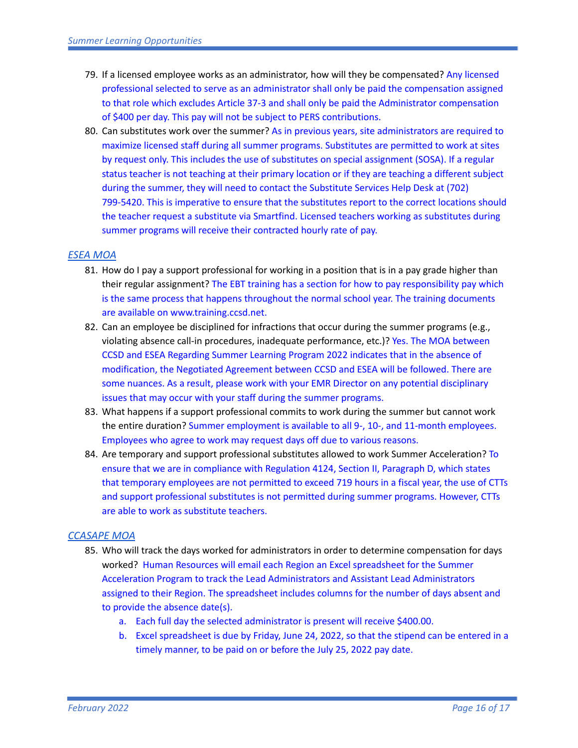79. If a licensed employee works as an administrator, how will they be compensated? Any licensed professional selected to serve as an administrator shall only be paid the compensation assigned to that role which excludes Article 37-3 and shall only be paid the Administrator compensation of $400 per day. This pay will not be subject to PERS contributions.
80. Can substitutes work over the summer? As in previous years, site administrators are required to maximize licensed staff during all summer programs. Substitutes are permitted to work at sites by request only. This includes the use of substitutes on special assignment (SOSA). If a regular status teacher is not teaching at their primary location or if they are teaching a different subject during the summer, they will need to contact the Substitute Services Help Desk at (702) 799-5420. This is imperative to ensure that the substitutes report to the correct locations should the teacher request a substitute via Smartfind. Licensed teachers working as substitutes during summer programs will receive their contracted hourly rate of pay.

## *ESEA MOA*

81. How do I pay a support professional for working in a position that is in a pay grade higher than their regular assignment? The EBT training has a section for how to pay responsibility pay which is the same process that happens throughout the normal school year. The training documents are available on www.training.ccsd.net.
82. Can an employee be disciplined for infractions that occur during the summer programs (e.g., violating absence call-in procedures, inadequate performance, etc.)? Yes. The MOA between CCSD and ESEA Regarding Summer Learning Program 2022 indicates that in the absence of modification, the Negotiated Agreement between CCSD and ESEA will be followed. There are some nuances. As a result, please work with your EMR Director on any potential disciplinary issues that may occur with your staff during the summer programs.
83. What happens if a support professional commits to work during the summer but cannot work the entire duration? Summer employment is available to all 9-, 10-, and 11-month employees. Employees who agree to work may request days off due to various reasons.
84. Are temporary and support professional substitutes allowed to work Summer Acceleration? To ensure that we are in compliance with Regulation 4124, Section II, Paragraph D, which states that temporary employees are not permitted to exceed 719 hours in a fiscal year, the use of CTTs and support professional substitutes is not permitted during summer programs. However, CTTs are able to work as substitute teachers.

## *CCASAPE MOA*

85. Who will track the days worked for administrators in order to determine compensation for days worked? Human Resources will email each Region an Excel spreadsheet for the Summer Acceleration Program to track the Lead Administrators and Assistant Lead Administrators assigned to their Region. The spreadsheet includes columns for the number of days absent and to provide the absence date(s).
    a. Each full day the selected administrator is present will receive $400.00.
    b. Excel spreadsheet is due by Friday, June 24, 2022, so that the stipend can be entered in a timely manner, to be paid on or before the July 25, 2022 pay date.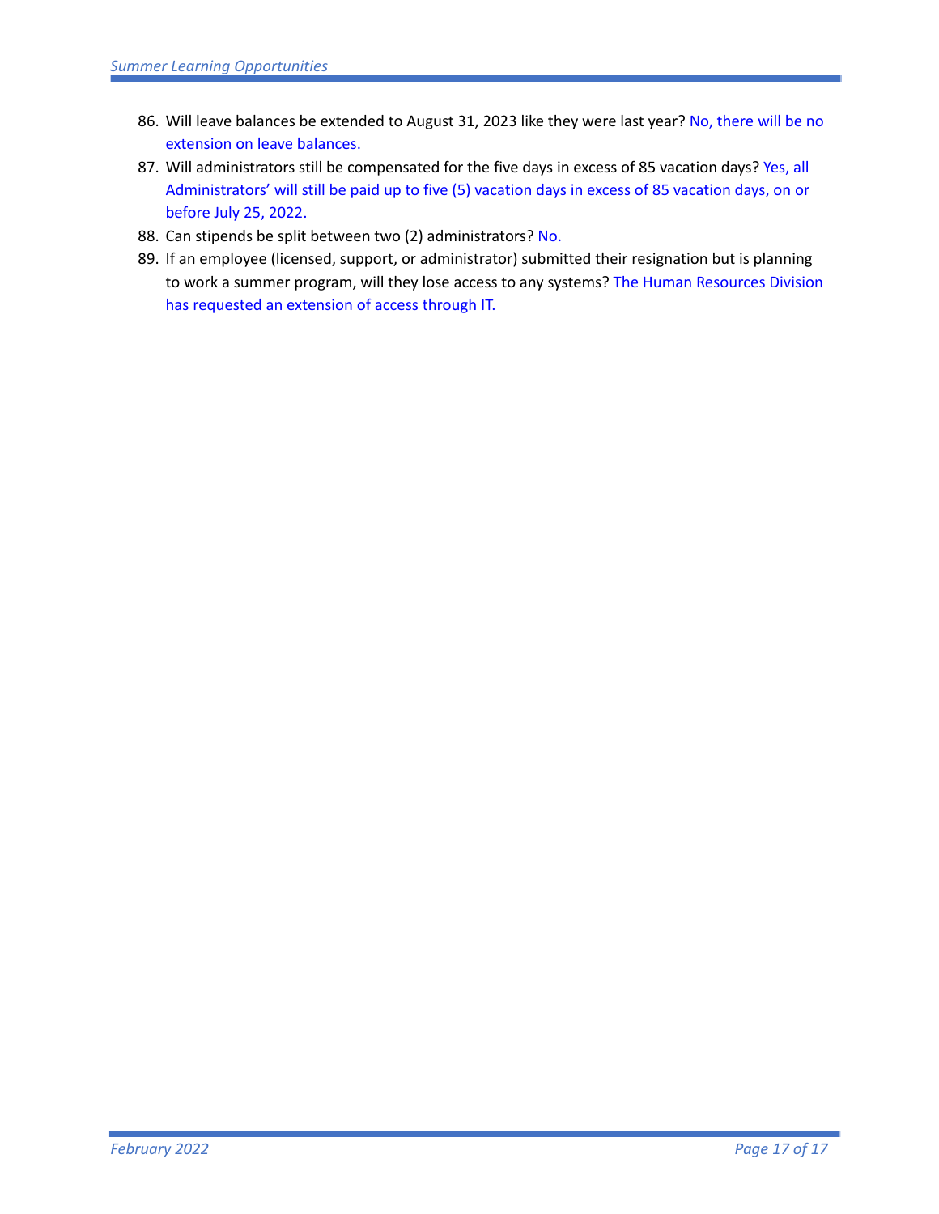86. Will leave balances be extended to August 31, 2023 like they were last year? No, there will be no extension on leave balances.
87. Will administrators still be compensated for the five days in excess of 85 vacation days? Yes, all Administrators' will still be paid up to five (5) vacation days in excess of 85 vacation days, on or before July 25, 2022.
88. Can stipends be split between two (2) administrators? No.
89. If an employee (licensed, support, or administrator) submitted their resignation but is planning to work a summer program, will they lose access to any systems? The Human Resources Division has requested an extension of access through IT.